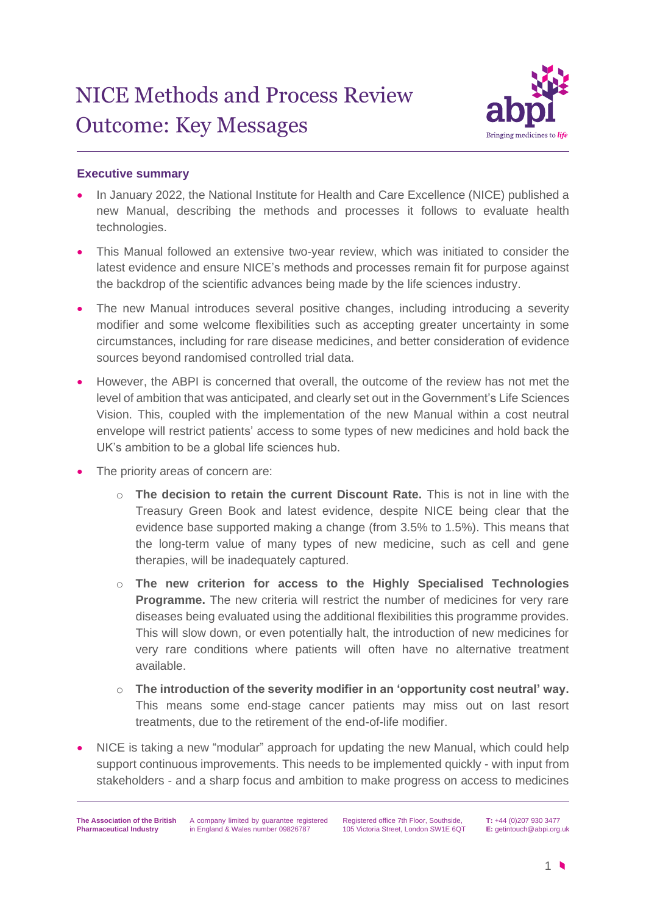# NICE Methods and Process Review Outcome: Key Messages

## Executive summary

- In January 2022, the National Institute for Health and Care Excellence (NICE) published a new Manual, describing the methods and processes it follows to evaluate health technologies.
- This Manual followed an extensive two-year review, which was initiated to consider the latest evidence and ensure NICE's methods and processes remain fit for purpose against the backdrop of the scientific advances being made by the life sciences industry.
- The new Manual introduces several positive changes, including introducing a severity modifier and some welcome flexibilities such as accepting greater uncertainty in some circumstances, including for rare disease medicines, and better consideration of evidence sources beyond randomised controlled trial data.
- However, the ABPI is concerned that overall, the outcome of the review has not met the level of ambition that was anticipated, and clearly set out in the Government's Life Sciences Vision. This, coupled with the implementation of the new Manual within a cost neutral envelope will restrict patients' access to some types of new medicines and hold back the UK's ambition to be a global life sciences hub.
- The priority areas of concern are:
    - **The decision to retain the current Discount Rate.** This is not in line with the Treasury Green Book and latest evidence, despite NICE being clear that the evidence base supported making a change (from 3.5% to 1.5%). This means that the long-term value of many types of new medicine, such as cell and gene therapies, will be inadequately captured.
    - **The new criterion for access to the Highly Specialised Technologies Programme.** The new criteria will restrict the number of medicines for very rare diseases being evaluated using the additional flexibilities this programme provides. This will slow down, or even potentially halt, the introduction of new medicines for very rare conditions where patients will often have no alternative treatment available.
    - **The introduction of the severity modifier in an 'opportunity cost neutral' way.** This means some end-stage cancer patients may miss out on last resort treatments, due to the retirement of the end-of-life modifier.
- NICE is taking a new "modular" approach for updating the new Manual, which could help support continuous improvements. This needs to be implemented quickly - with input from stakeholders - and a sharp focus and ambition to make progress on access to medicines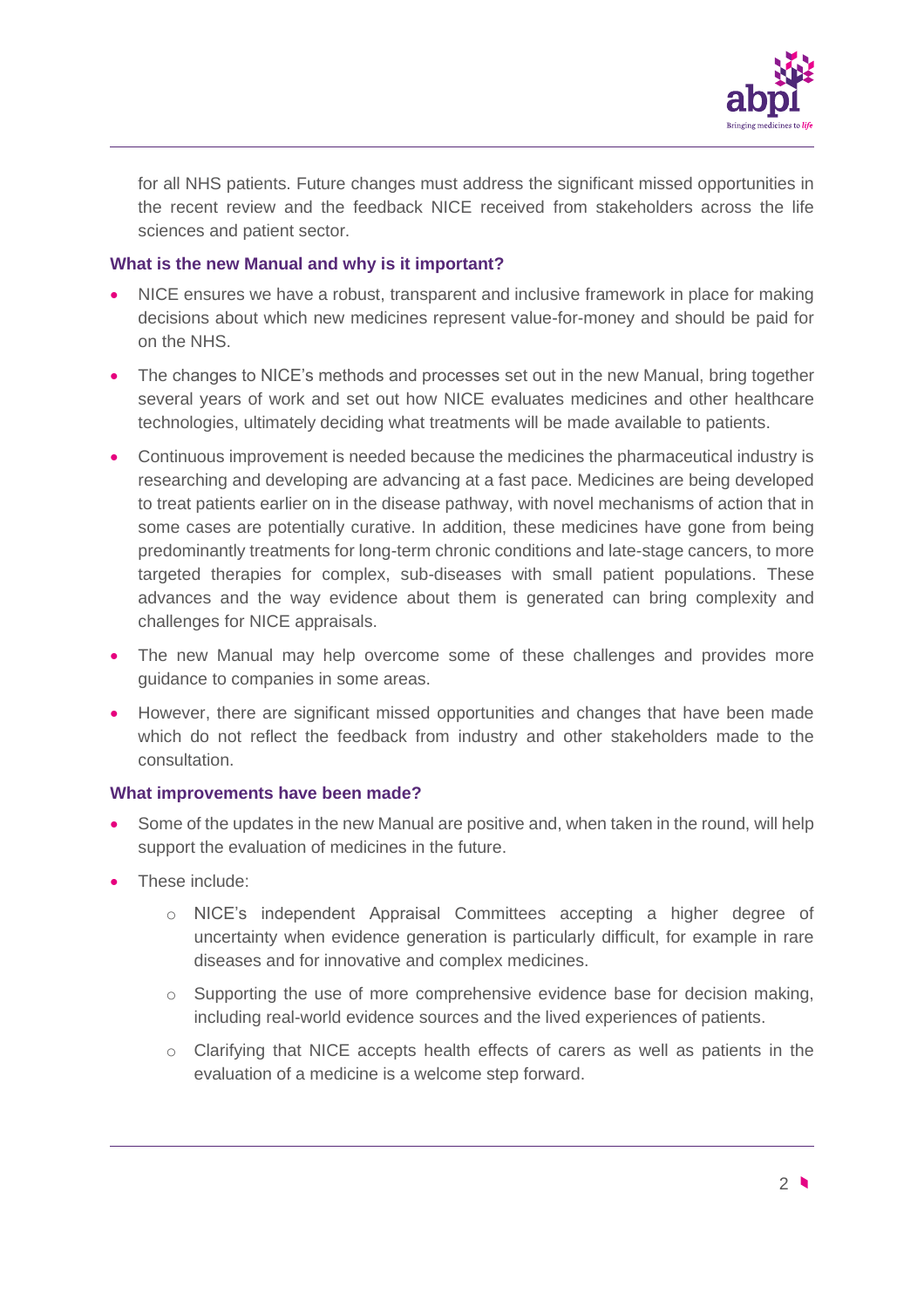for all NHS patients. Future changes must address the significant missed opportunities in the recent review and the feedback NICE received from stakeholders across the life sciences and patient sector.

### What is the new Manual and why is it important?

- NICE ensures we have a robust, transparent and inclusive framework in place for making decisions about which new medicines represent value-for-money and should be paid for on the NHS.
- The changes to NICE's methods and processes set out in the new Manual, bring together several years of work and set out how NICE evaluates medicines and other healthcare technologies, ultimately deciding what treatments will be made available to patients.
- Continuous improvement is needed because the medicines the pharmaceutical industry is researching and developing are advancing at a fast pace. Medicines are being developed to treat patients earlier on in the disease pathway, with novel mechanisms of action that in some cases are potentially curative. In addition, these medicines have gone from being predominantly treatments for long-term chronic conditions and late-stage cancers, to more targeted therapies for complex, sub-diseases with small patient populations. These advances and the way evidence about them is generated can bring complexity and challenges for NICE appraisals.
- The new Manual may help overcome some of these challenges and provides more guidance to companies in some areas.
- However, there are significant missed opportunities and changes that have been made which do not reflect the feedback from industry and other stakeholders made to the consultation.

### What improvements have been made?

- Some of the updates in the new Manual are positive and, when taken in the round, will help support the evaluation of medicines in the future.
- These include:
    - NICE's independent Appraisal Committees accepting a higher degree of uncertainty when evidence generation is particularly difficult, for example in rare diseases and for innovative and complex medicines.
    - Supporting the use of more comprehensive evidence base for decision making, including real-world evidence sources and the lived experiences of patients.
    - Clarifying that NICE accepts health effects of carers as well as patients in the evaluation of a medicine is a welcome step forward.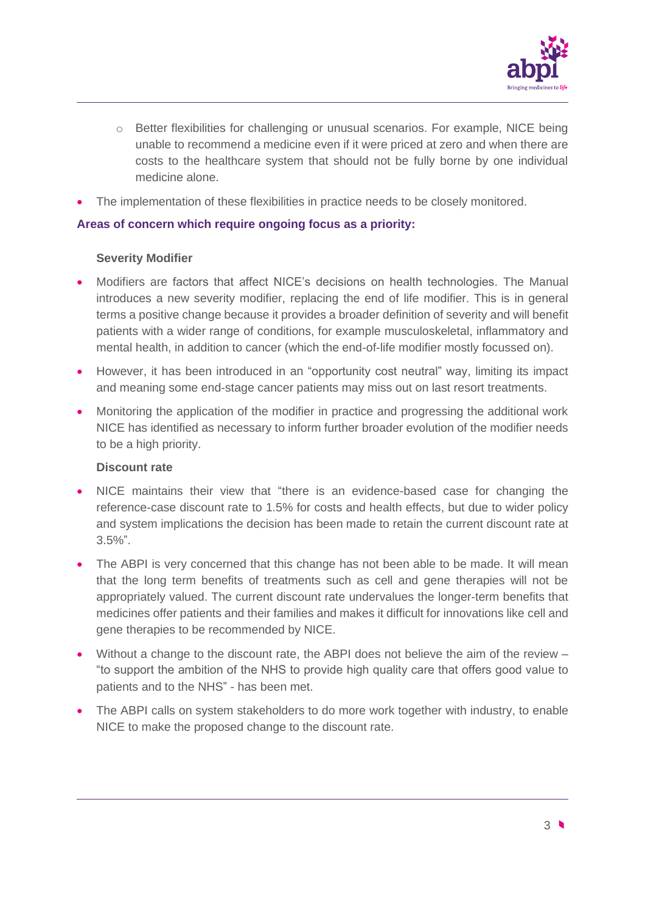- Better flexibilities for challenging or unusual scenarios. For example, NICE being unable to recommend a medicine even if it were priced at zero and when there are costs to the healthcare system that should not be fully borne by one individual medicine alone.
- The implementation of these flexibilities in practice needs to be closely monitored.

**Areas of concern which require ongoing focus as a priority:**

**Severity Modifier**

- Modifiers are factors that affect NICE's decisions on health technologies. The Manual introduces a new severity modifier, replacing the end of life modifier. This is in general terms a positive change because it provides a broader definition of severity and will benefit patients with a wider range of conditions, for example musculoskeletal, inflammatory and mental health, in addition to cancer (which the end-of-life modifier mostly focussed on).
- However, it has been introduced in an "opportunity cost neutral" way, limiting its impact and meaning some end-stage cancer patients may miss out on last resort treatments.
- Monitoring the application of the modifier in practice and progressing the additional work NICE has identified as necessary to inform further broader evolution of the modifier needs to be a high priority.

**Discount rate**

- NICE maintains their view that "there is an evidence-based case for changing the reference-case discount rate to 1.5% for costs and health effects, but due to wider policy and system implications the decision has been made to retain the current discount rate at 3.5%".
- The ABPI is very concerned that this change has not been able to be made. It will mean that the long term benefits of treatments such as cell and gene therapies will not be appropriately valued. The current discount rate undervalues the longer-term benefits that medicines offer patients and their families and makes it difficult for innovations like cell and gene therapies to be recommended by NICE.
- Without a change to the discount rate, the ABPI does not believe the aim of the review – "to support the ambition of the NHS to provide high quality care that offers good value to patients and to the NHS" - has been met.
- The ABPI calls on system stakeholders to do more work together with industry, to enable NICE to make the proposed change to the discount rate.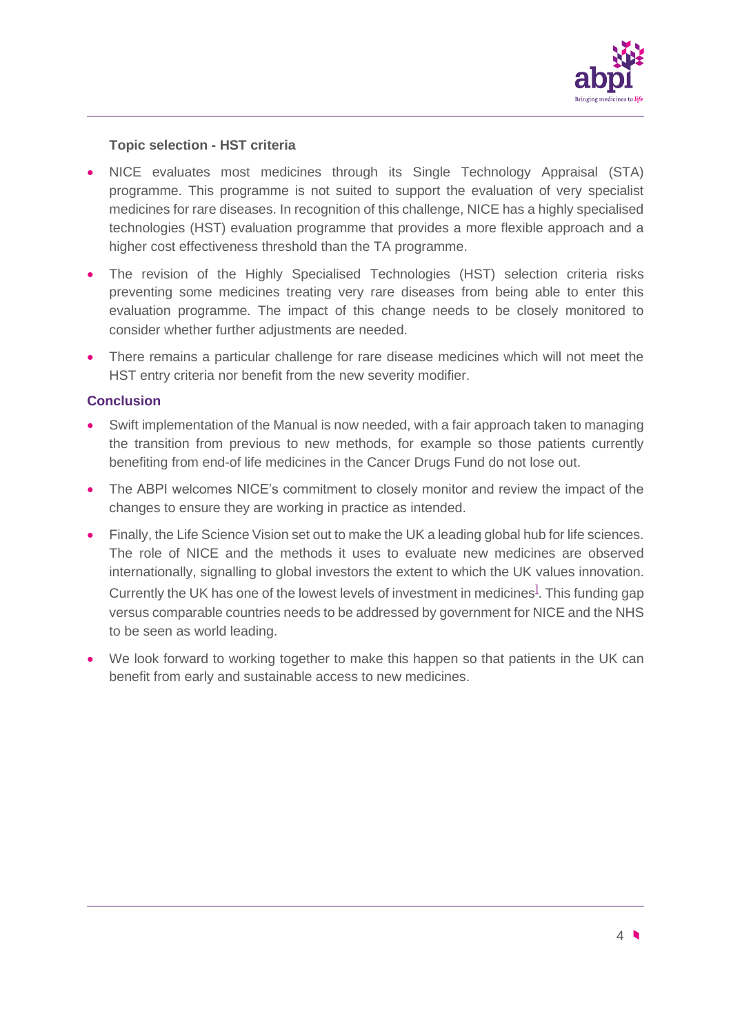### Topic selection - HST criteria

- NICE evaluates most medicines through its Single Technology Appraisal (STA) programme. This programme is not suited to support the evaluation of very specialist medicines for rare diseases. In recognition of this challenge, NICE has a highly specialised technologies (HST) evaluation programme that provides a more flexible approach and a higher cost effectiveness threshold than the TA programme.
- The revision of the Highly Specialised Technologies (HST) selection criteria risks preventing some medicines treating very rare diseases from being able to enter this evaluation programme. The impact of this change needs to be closely monitored to consider whether further adjustments are needed.
- There remains a particular challenge for rare disease medicines which will not meet the HST entry criteria nor benefit from the new severity modifier.

## Conclusion

- Swift implementation of the Manual is now needed, with a fair approach taken to managing the transition from previous to new methods, for example so those patients currently benefiting from end-of life medicines in the Cancer Drugs Fund do not lose out.
- The ABPI welcomes NICE's commitment to closely monitor and review the impact of the changes to ensure they are working in practice as intended.
- Finally, the Life Science Vision set out to make the UK a leading global hub for life sciences. The role of NICE and the methods it uses to evaluate new medicines are observed internationally, signalling to global investors the extent to which the UK values innovation. Currently the UK has one of the lowest levels of investment in medicines[1]. This funding gap versus comparable countries needs to be addressed by government for NICE and the NHS to be seen as world leading.
- We look forward to working together to make this happen so that patients in the UK can benefit from early and sustainable access to new medicines.